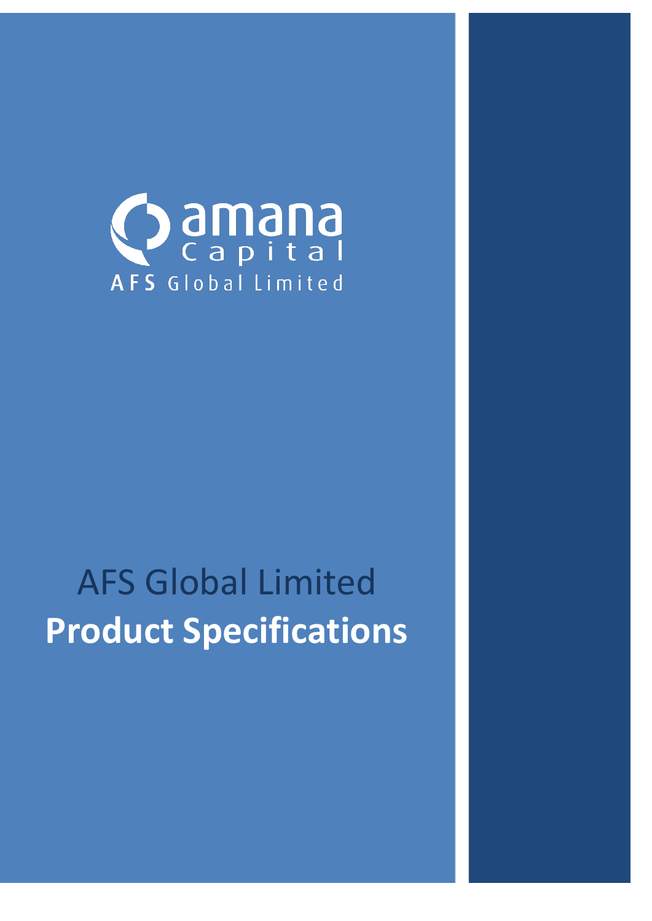amana Capital

AFS Global Limited

# AFS Global Limited
# **Product Specifications**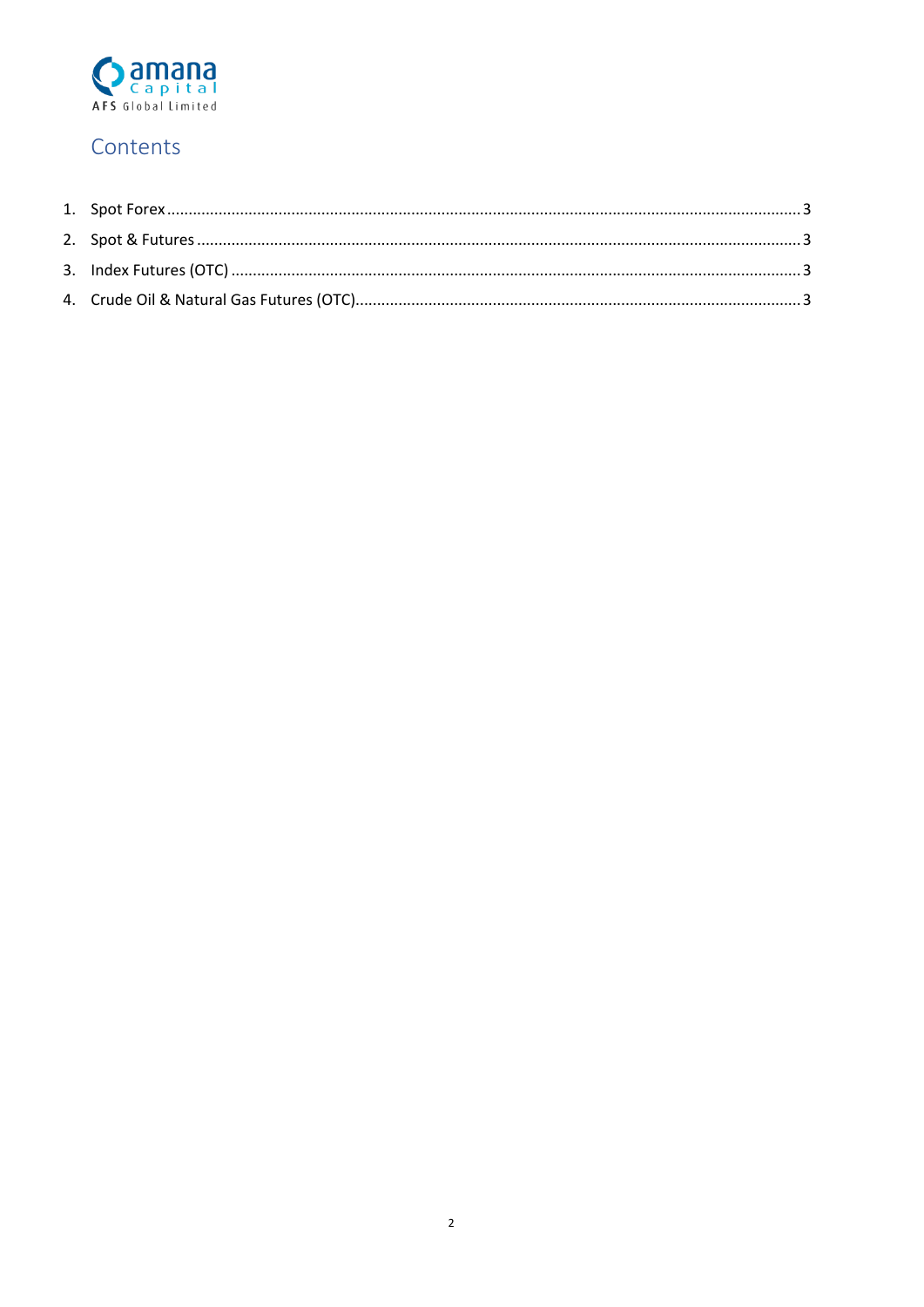## Contents

1. Spot Forex ........................................................................................................................................ 3
2. Spot & Futures ................................................................................................................................. 3
3. Index Futures (OTC) .......................................................................................................................... 3
4. Crude Oil & Natural Gas Futures (OTC)............................................................................................ 3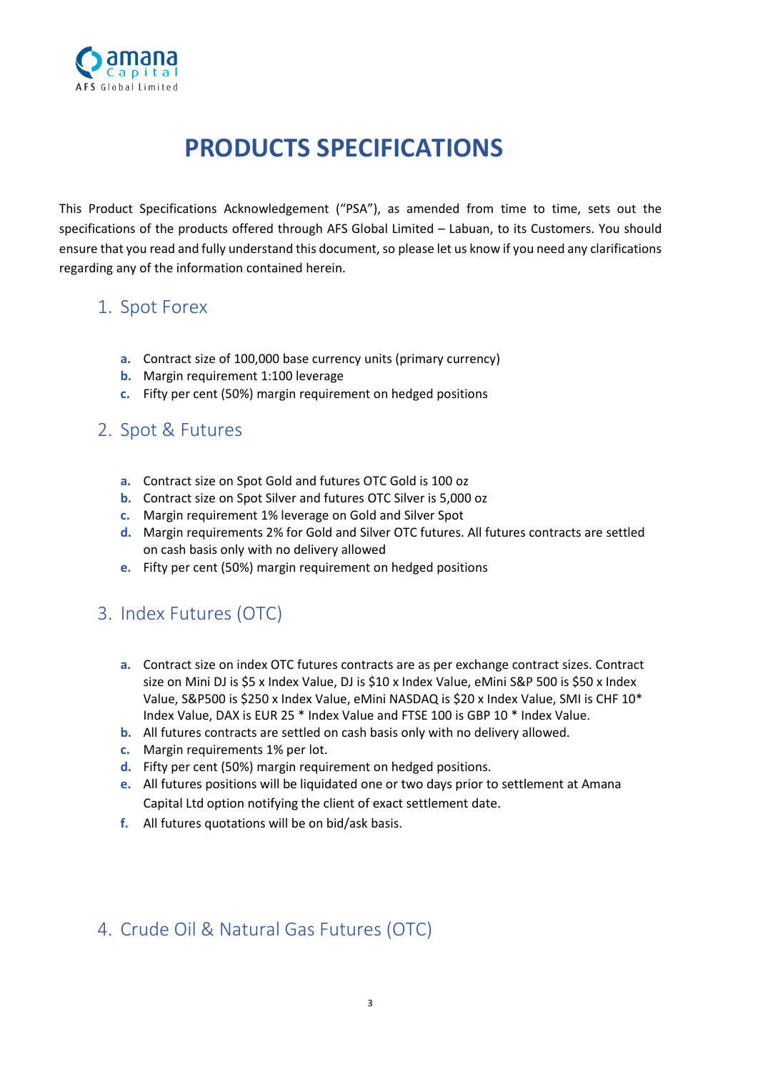# PRODUCTS SPECIFICATIONS

This Product Specifications Acknowledgement ("PSA"), as amended from time to time, sets out the specifications of the products offered through AFS Global Limited – Labuan, to its Customers. You should ensure that you read and fully understand this document, so please let us know if you need any clarifications regarding any of the information contained herein.

## 1. Spot Forex

a. Contract size of 100,000 base currency units (primary currency)
b. Margin requirement 1:100 leverage
c. Fifty per cent (50%) margin requirement on hedged positions

## 2. Spot & Futures

a. Contract size on Spot Gold and futures OTC Gold is 100 oz
b. Contract size on Spot Silver and futures OTC Silver is 5,000 oz
c. Margin requirement 1% leverage on Gold and Silver Spot
d. Margin requirements 2% for Gold and Silver OTC futures. All futures contracts are settled on cash basis only with no delivery allowed
e. Fifty per cent (50%) margin requirement on hedged positions

## 3. Index Futures (OTC)

a. Contract size on index OTC futures contracts are as per exchange contract sizes. Contract size on Mini DJ is $5 x Index Value, DJ is $10 x Index Value, eMini S&P 500 is $50 x Index Value, S&P500 is $250 x Index Value, eMini NASDAQ is $20 x Index Value, SMI is CHF 10* Index Value, DAX is EUR 25 * Index Value and FTSE 100 is GBP 10 * Index Value.
b. All futures contracts are settled on cash basis only with no delivery allowed.
c. Margin requirements 1% per lot.
d. Fifty per cent (50%) margin requirement on hedged positions.
e. All futures positions will be liquidated one or two days prior to settlement at Amana Capital Ltd option notifying the client of exact settlement date.
f. All futures quotations will be on bid/ask basis.

## 4. Crude Oil & Natural Gas Futures (OTC)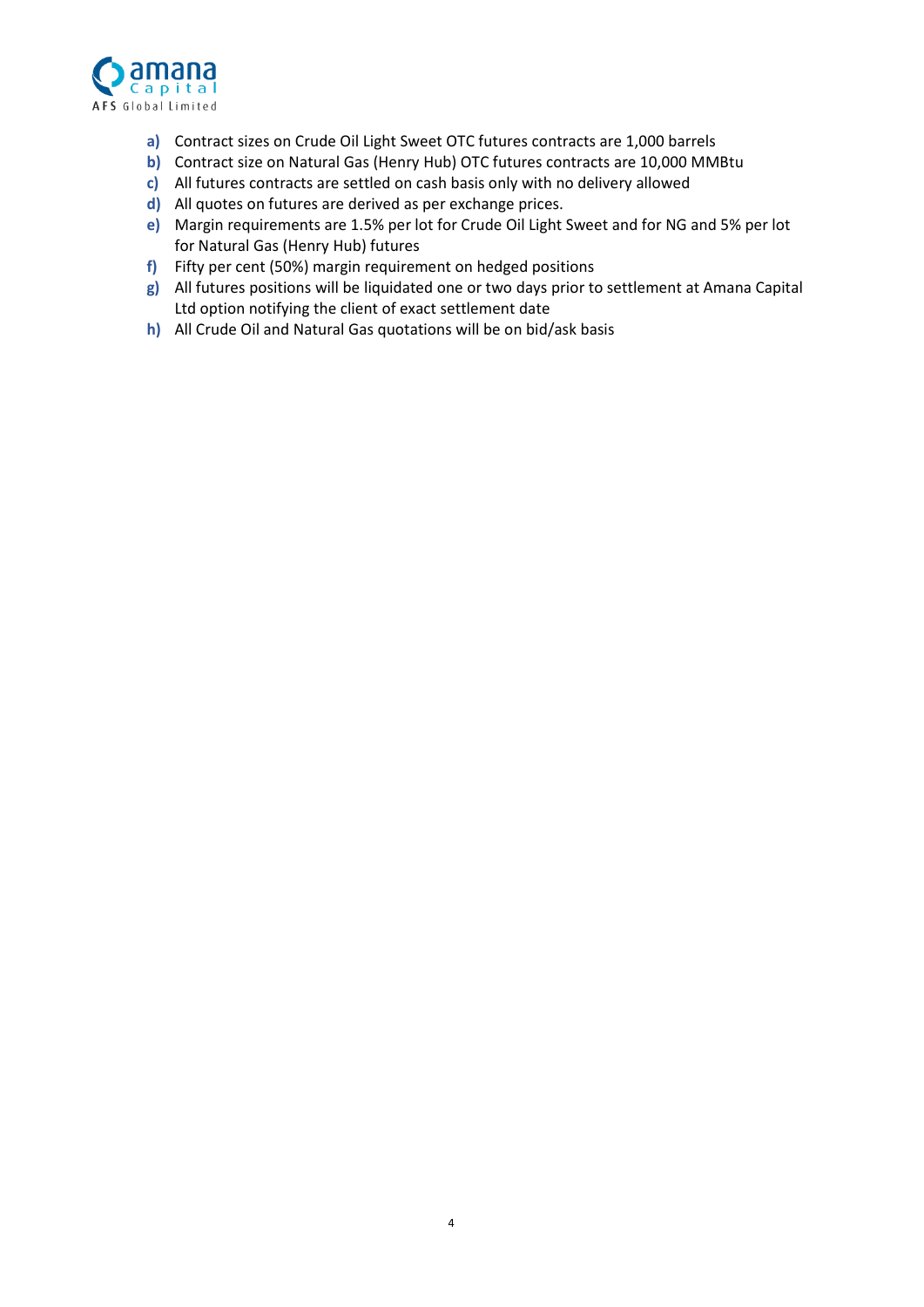a) Contract sizes on Crude Oil Light Sweet OTC futures contracts are 1,000 barrels
b) Contract size on Natural Gas (Henry Hub) OTC futures contracts are 10,000 MMBtu
c) All futures contracts are settled on cash basis only with no delivery allowed
d) All quotes on futures are derived as per exchange prices.
e) Margin requirements are 1.5% per lot for Crude Oil Light Sweet and for NG and 5% per lot for Natural Gas (Henry Hub) futures
f) Fifty per cent (50%) margin requirement on hedged positions
g) All futures positions will be liquidated one or two days prior to settlement at Amana Capital Ltd option notifying the client of exact settlement date
h) All Crude Oil and Natural Gas quotations will be on bid/ask basis